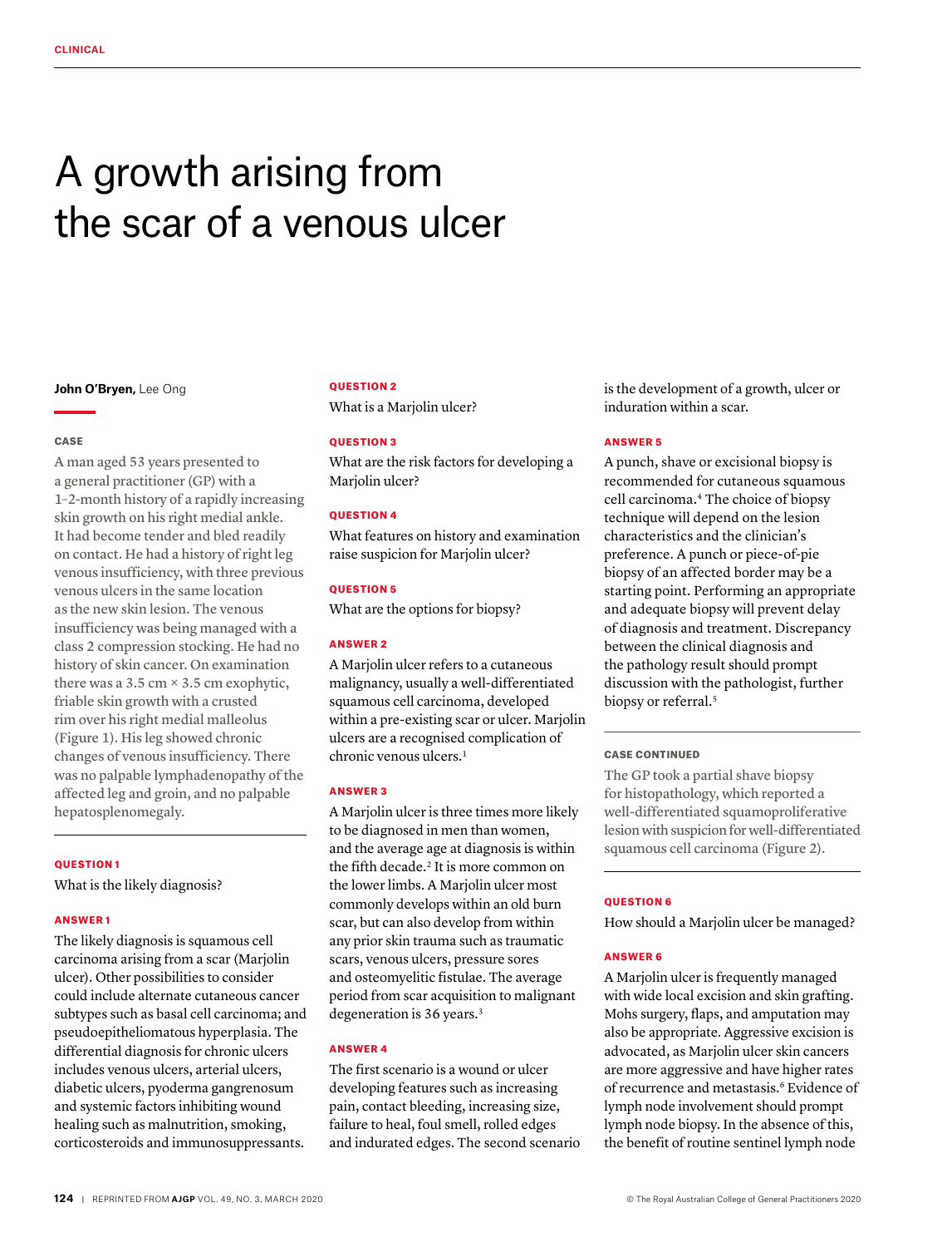CLINICAL

# A growth arising from the scar of a venous ulcer

**John O'Bryen**, Lee Ong

### CASE

A man aged 53 years presented to a general practitioner (GP) with a 1–2-month history of a rapidly increasing skin growth on his right medial ankle. It had become tender and bled readily on contact. He had a history of right leg venous insufficiency, with three previous venous ulcers in the same location as the new skin lesion. The venous insufficiency was being managed with a class 2 compression stocking. He had no history of skin cancer. On examination there was a 3.5 cm × 3.5 cm exophytic, friable skin growth with a crusted rim over his right medial malleolus (Figure 1). His leg showed chronic changes of venous insufficiency. There was no palpable lymphadenopathy of the affected leg and groin, and no palpable hepatosplenomegaly.

### QUESTION 1

What is the likely diagnosis?

### QUESTION 2

What is a Marjolin ulcer?

### QUESTION 3

What are the risk factors for developing a Marjolin ulcer?

### QUESTION 4

What features on history and examination raise suspicion for Marjolin ulcer?

### QUESTION 5

What are the options for biopsy?

### ANSWER 1

The likely diagnosis is squamous cell carcinoma arising from a scar (Marjolin ulcer). Other possibilities to consider could include alternate cutaneous cancer subtypes such as basal cell carcinoma; and pseudoepitheliomatous hyperplasia. The differential diagnosis for chronic ulcers includes venous ulcers, arterial ulcers, diabetic ulcers, pyoderma gangrenosum and systemic factors inhibiting wound healing such as malnutrition, smoking, corticosteroids and immunosuppressants.

### ANSWER 2

A Marjolin ulcer refers to a cutaneous malignancy, usually a well-differentiated squamous cell carcinoma, developed within a pre-existing scar or ulcer. Marjolin ulcers are a recognised complication of chronic venous ulcers.[1]

### ANSWER 3

A Marjolin ulcer is three times more likely to be diagnosed in men than women, and the average age at diagnosis is within the fifth decade.[2] It is more common on the lower limbs. A Marjolin ulcer most commonly develops within an old burn scar, but can also develop from within any prior skin trauma such as traumatic scars, venous ulcers, pressure sores and osteomyelitic fistulae. The average period from scar acquisition to malignant degeneration is 36 years.[3]

### ANSWER 4

The first scenario is a wound or ulcer developing features such as increasing pain, contact bleeding, increasing size, failure to heal, foul smell, rolled edges and indurated edges. The second scenario is the development of a growth, ulcer or induration within a scar.

### ANSWER 5

A punch, shave or excisional biopsy is recommended for cutaneous squamous cell carcinoma.[4] The choice of biopsy technique will depend on the lesion characteristics and the clinician's preference. A punch or piece-of-pie biopsy of an affected border may be a starting point. Performing an appropriate and adequate biopsy will prevent delay of diagnosis and treatment. Discrepancy between the clinical diagnosis and the pathology result should prompt discussion with the pathologist, further biopsy or referral.[5]

### CASE CONTINUED

The GP took a partial shave biopsy for histopathology, which reported a well-differentiated squamoproliferative lesion with suspicion for well-differentiated squamous cell carcinoma (Figure 2).

### QUESTION 6

How should a Marjolin ulcer be managed?

### ANSWER 6

A Marjolin ulcer is frequently managed with wide local excision and skin grafting. Mohs surgery, flaps, and amputation may also be appropriate. Aggressive excision is advocated, as Marjolin ulcer skin cancers are more aggressive and have higher rates of recurrence and metastasis.[6] Evidence of lymph node involvement should prompt lymph node biopsy. In the absence of this, the benefit of routine sentinel lymph node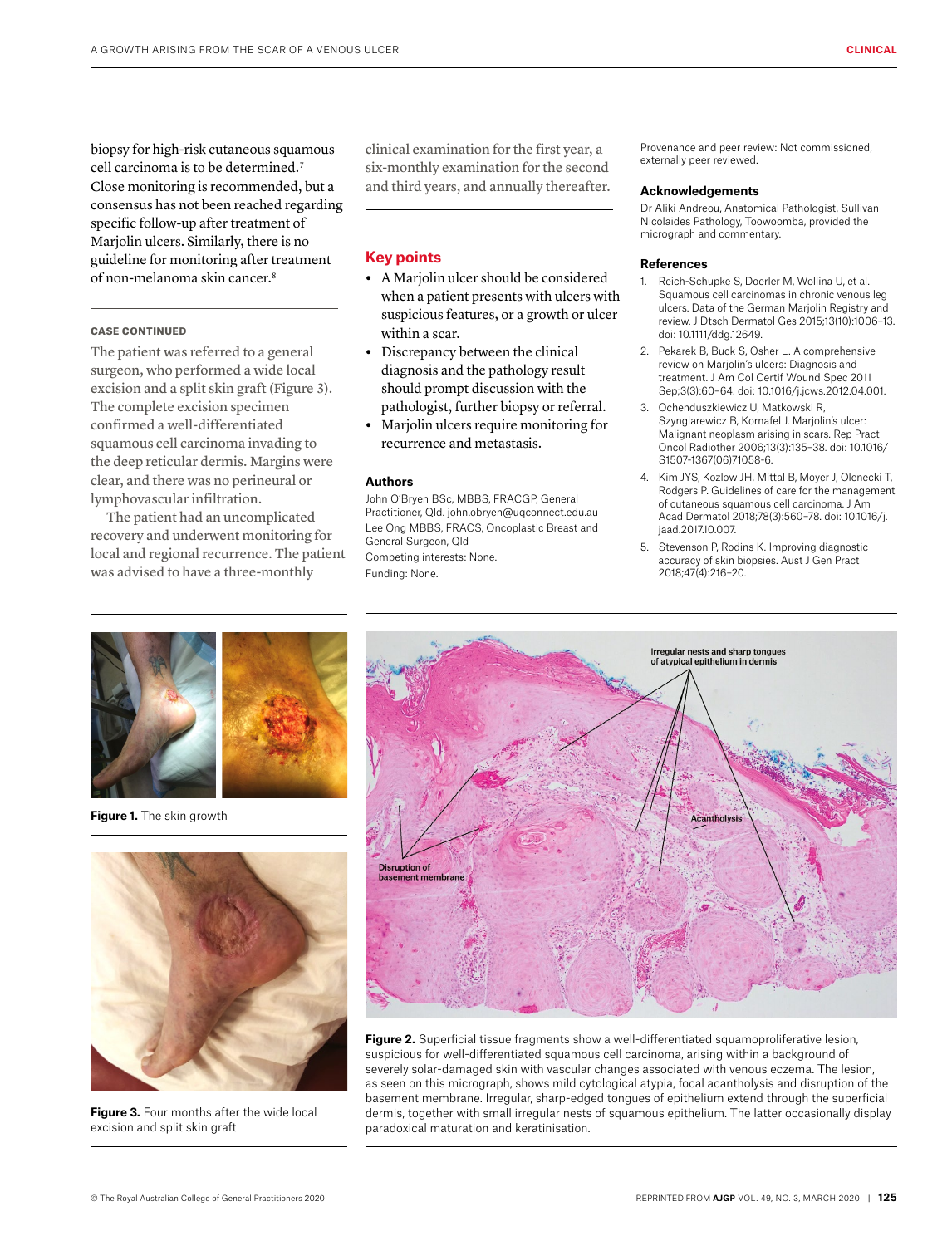biopsy for high-risk cutaneous squamous cell carcinoma is to be determined.[7] Close monitoring is recommended, but a consensus has not been reached regarding specific follow-up after treatment of Marjolin ulcers. Similarly, there is no guideline for monitoring after treatment of non-melanoma skin cancer.[8]

#### CASE CONTINUED

The patient was referred to a general surgeon, who performed a wide local excision and a split skin graft (Figure 3). The complete excision specimen confirmed a well-differentiated squamous cell carcinoma invading to the deep reticular dermis. Margins were clear, and there was no perineural or lymphovascular infiltration.

The patient had an uncomplicated recovery and underwent monitoring for local and regional recurrence. The patient was advised to have a three-monthly clinical examination for the first year, a six-monthly examination for the second and third years, and annually thereafter.

## Key points

- A Marjolin ulcer should be considered when a patient presents with ulcers with suspicious features, or a growth or ulcer within a scar.
- Discrepancy between the clinical diagnosis and the pathology result should prompt discussion with the pathologist, further biopsy or referral.
- Marjolin ulcers require monitoring for recurrence and metastasis.

### Authors

John O'Bryen BSc, MBBS, FRACGP, General Practitioner, Qld. john.obryen@uqconnect.edu.au

Lee Ong MBBS, FRACS, Oncoplastic Breast and General Surgeon, Qld

Competing interests: None.

Funding: None.

Provenance and peer review: Not commissioned, externally peer reviewed.

### Acknowledgements

Dr Aliki Andreou, Anatomical Pathologist, Sullivan Nicolaides Pathology, Toowoomba, provided the micrograph and commentary.

### References

1. Reich-Schupke S, Doerler M, Wollina U, et al. Squamous cell carcinomas in chronic venous leg ulcers. Data of the German Marjolin Registry and review. J Dtsch Dermatol Ges 2015;13(10):1006–13. doi: 10.1111/ddg.12649.
2. Pekarek B, Buck S, Osher L. A comprehensive review on Marjolin's ulcers: Diagnosis and treatment. J Am Col Certif Wound Spec 2011 Sep;3(3):60–64. doi: 10.1016/j.jcws.2012.04.001.
3. Ochenduszkiewicz U, Matkowski R, Szynglarewicz B, Kornafel J. Marjolin's ulcer: Malignant neoplasm arising in scars. Rep Pract Oncol Radiother 2006;13(3):135–38. doi: 10.1016/S1507-1367(06)71058-6.
4. Kim JYS, Kozlow JH, Mittal B, Moyer J, Olenecki T, Rodgers P. Guidelines of care for the management of cutaneous squamous cell carcinoma. J Am Acad Dermatol 2018;78(3):560–78. doi: 10.1016/j.jaad.2017.10.007.
5. Stevenson P, Rodins K. Improving diagnostic accuracy of skin biopsies. Aust J Gen Pract 2018;47(4):216–20.

**Figure 1.** The skin growth

**Figure 3.** Four months after the wide local excision and split skin graft

Irregular nests and sharp tongues of atypical epithelium in dermis

Acantholysis

Disruption of basement membrane

**Figure 2.** Superficial tissue fragments show a well-differentiated squamoproliferative lesion, suspicious for well-differentiated squamous cell carcinoma, arising within a background of severely solar-damaged skin with vascular changes associated with venous eczema. The lesion, as seen on this micrograph, shows mild cytological atypia, focal acantholysis and disruption of the basement membrane. Irregular, sharp-edged tongues of epithelium extend through the superficial dermis, together with small irregular nests of squamous epithelium. The latter occasionally display paradoxical maturation and keratinisation.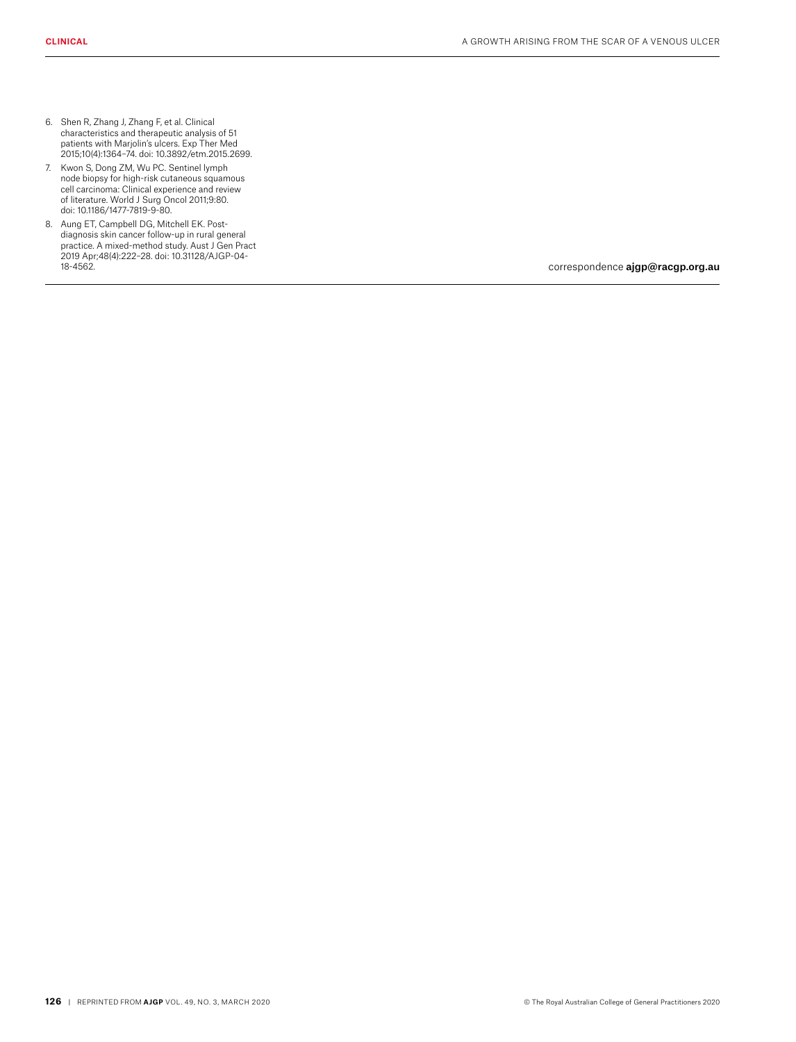6. Shen R, Zhang J, Zhang F, et al. Clinical characteristics and therapeutic analysis of 51 patients with Marjolin's ulcers. Exp Ther Med 2015;10(4):1364–74. doi: 10.3892/etm.2015.2699.
7. Kwon S, Dong ZM, Wu PC. Sentinel lymph node biopsy for high-risk cutaneous squamous cell carcinoma: Clinical experience and review of literature. World J Surg Oncol 2011;9:80. doi: 10.1186/1477-7819-9-80.
8. Aung ET, Campbell DG, Mitchell EK. Post-diagnosis skin cancer follow-up in rural general practice. A mixed-method study. Aust J Gen Pract 2019 Apr;48(4):222–28. doi: 10.31128/AJGP-04-18-4562.

correspondence **ajgp@racgp.org.au**